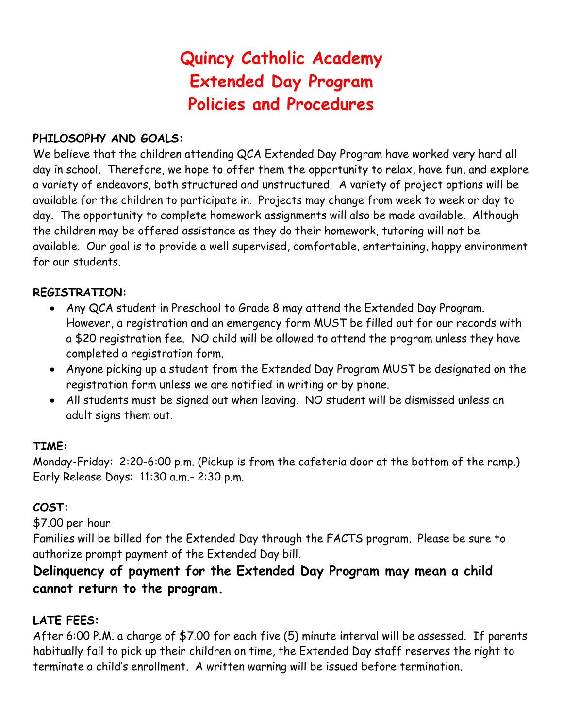# Quincy Catholic Academy
# Extended Day Program
# Policies and Procedures

**PHILOSOPHY AND GOALS:**

We believe that the children attending QCA Extended Day Program have worked very hard all day in school. Therefore, we hope to offer them the opportunity to relax, have fun, and explore a variety of endeavors, both structured and unstructured. A variety of project options will be available for the children to participate in. Projects may change from week to week or day to day. The opportunity to complete homework assignments will also be made available. Although the children may be offered assistance as they do their homework, tutoring will not be available. Our goal is to provide a well supervised, comfortable, entertaining, happy environment for our students.

**REGISTRATION:**

- Any QCA student in Preschool to Grade 8 may attend the Extended Day Program. However, a registration and an emergency form MUST be filled out for our records with a $20 registration fee. NO child will be allowed to attend the program unless they have completed a registration form.
- Anyone picking up a student from the Extended Day Program MUST be designated on the registration form unless we are notified in writing or by phone.
- All students must be signed out when leaving. NO student will be dismissed unless an adult signs them out.

**TIME:**

Monday-Friday: 2:20-6:00 p.m. (Pickup is from the cafeteria door at the bottom of the ramp.)
Early Release Days: 11:30 a.m.- 2:30 p.m.

**COST:**

$7.00 per hour
Families will be billed for the Extended Day through the FACTS program. Please be sure to authorize prompt payment of the Extended Day bill.

**Delinquency of payment for the Extended Day Program may mean a child cannot return to the program.**

**LATE FEES:**

After 6:00 P.M. a charge of $7.00 for each five (5) minute interval will be assessed. If parents habitually fail to pick up their children on time, the Extended Day staff reserves the right to terminate a child's enrollment. A written warning will be issued before termination.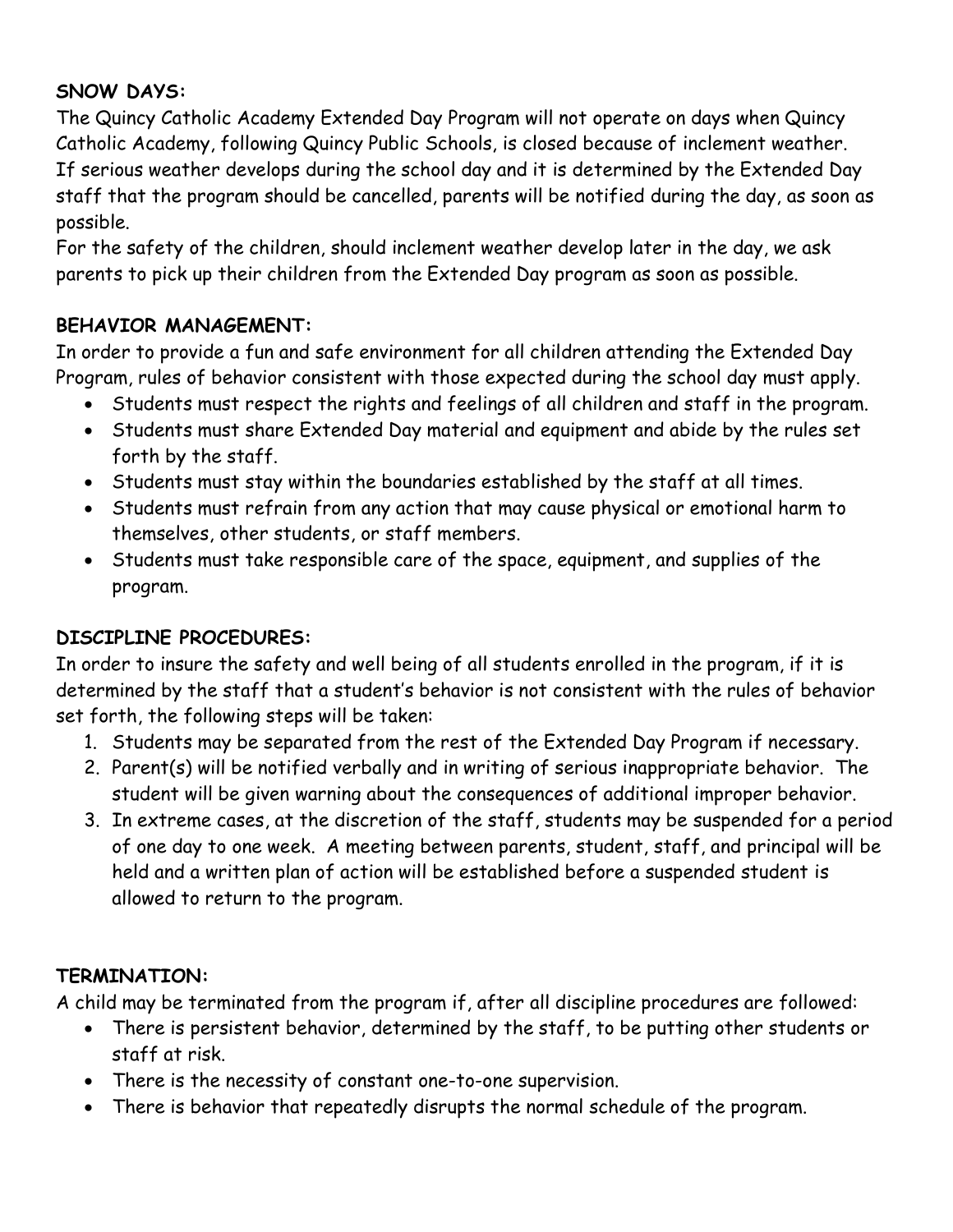**SNOW DAYS:**

The Quincy Catholic Academy Extended Day Program will not operate on days when Quincy Catholic Academy, following Quincy Public Schools, is closed because of inclement weather. If serious weather develops during the school day and it is determined by the Extended Day staff that the program should be cancelled, parents will be notified during the day, as soon as possible.

For the safety of the children, should inclement weather develop later in the day, we ask parents to pick up their children from the Extended Day program as soon as possible.

**BEHAVIOR MANAGEMENT:**

In order to provide a fun and safe environment for all children attending the Extended Day Program, rules of behavior consistent with those expected during the school day must apply.

- Students must respect the rights and feelings of all children and staff in the program.
- Students must share Extended Day material and equipment and abide by the rules set forth by the staff.
- Students must stay within the boundaries established by the staff at all times.
- Students must refrain from any action that may cause physical or emotional harm to themselves, other students, or staff members.
- Students must take responsible care of the space, equipment, and supplies of the program.

**DISCIPLINE PROCEDURES:**

In order to insure the safety and well being of all students enrolled in the program, if it is determined by the staff that a student's behavior is not consistent with the rules of behavior set forth, the following steps will be taken:

1. Students may be separated from the rest of the Extended Day Program if necessary.
2. Parent(s) will be notified verbally and in writing of serious inappropriate behavior. The student will be given warning about the consequences of additional improper behavior.
3. In extreme cases, at the discretion of the staff, students may be suspended for a period of one day to one week. A meeting between parents, student, staff, and principal will be held and a written plan of action will be established before a suspended student is allowed to return to the program.

**TERMINATION:**

A child may be terminated from the program if, after all discipline procedures are followed:

- There is persistent behavior, determined by the staff, to be putting other students or staff at risk.
- There is the necessity of constant one-to-one supervision.
- There is behavior that repeatedly disrupts the normal schedule of the program.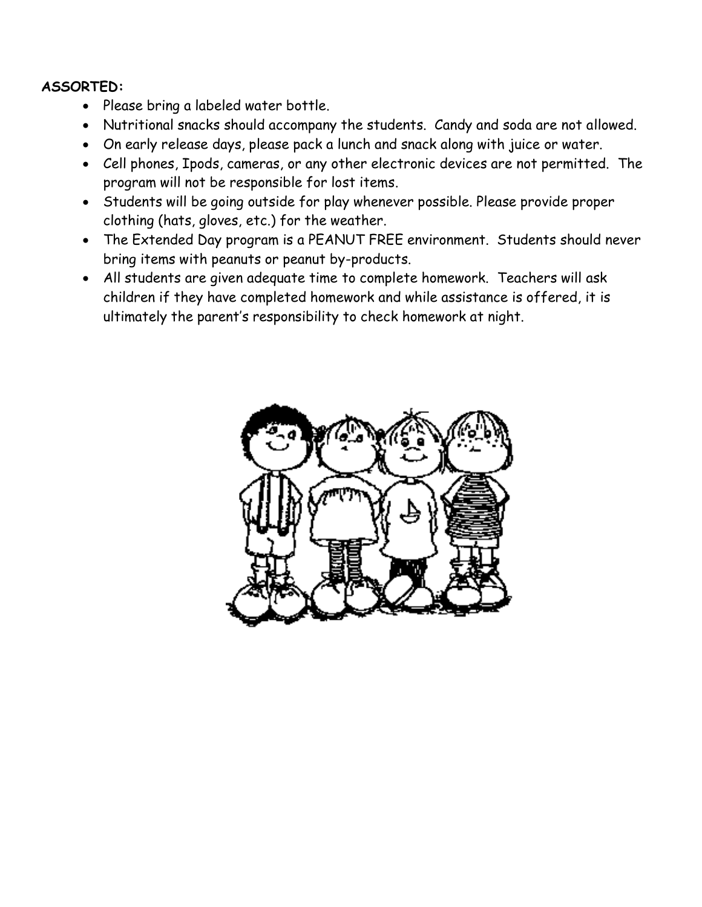**ASSORTED:**

- Please bring a labeled water bottle.
- Nutritional snacks should accompany the students. Candy and soda are not allowed.
- On early release days, please pack a lunch and snack along with juice or water.
- Cell phones, Ipods, cameras, or any other electronic devices are not permitted. The program will not be responsible for lost items.
- Students will be going outside for play whenever possible. Please provide proper clothing (hats, gloves, etc.) for the weather.
- The Extended Day program is a PEANUT FREE environment. Students should never bring items with peanuts or peanut by-products.
- All students are given adequate time to complete homework. Teachers will ask children if they have completed homework and while assistance is offered, it is ultimately the parent's responsibility to check homework at night.